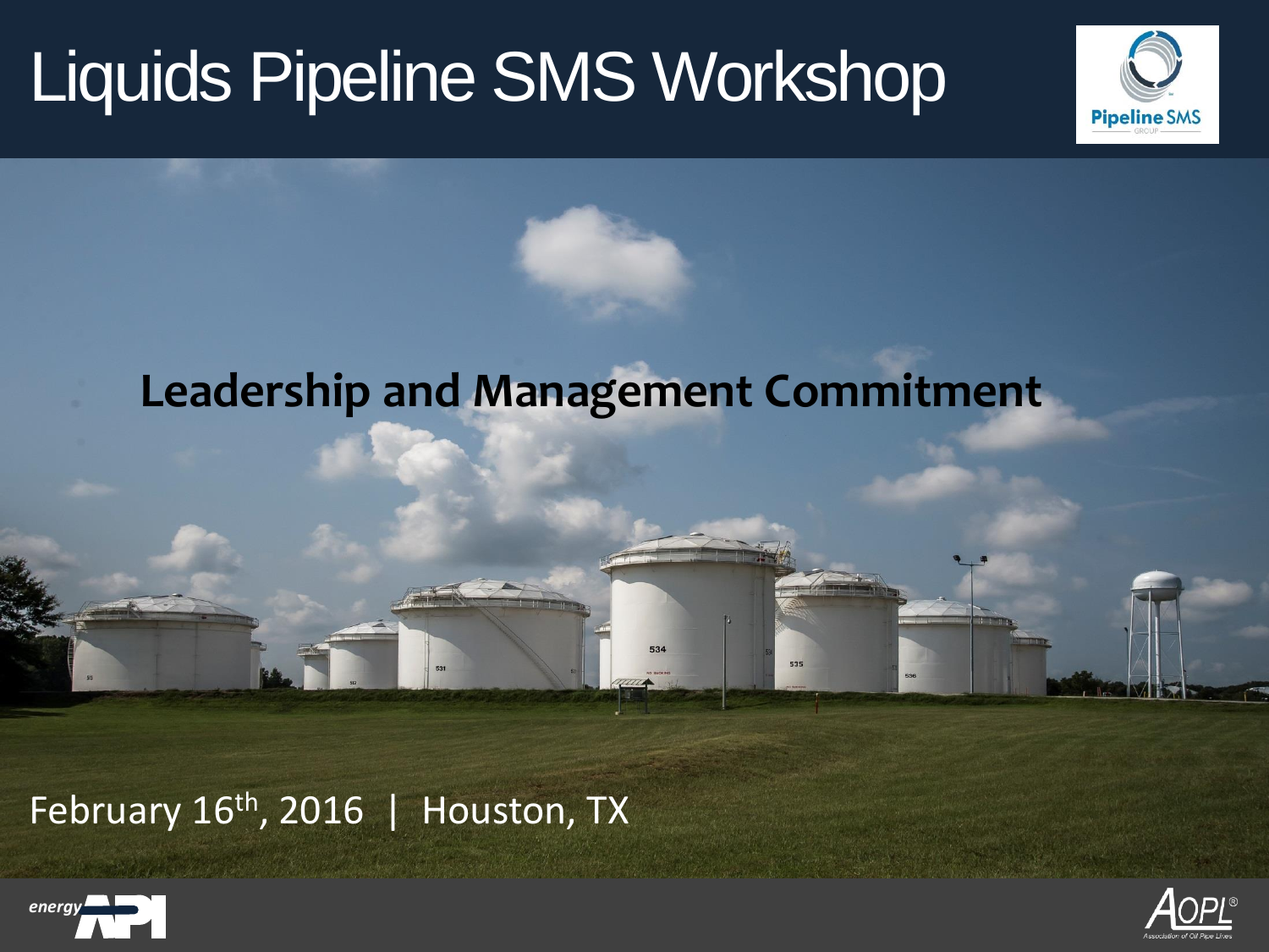# Liquids Pipeline SMS Workshop

## Leadership and Management Commitment

February 16th, 2016 | Houston, TX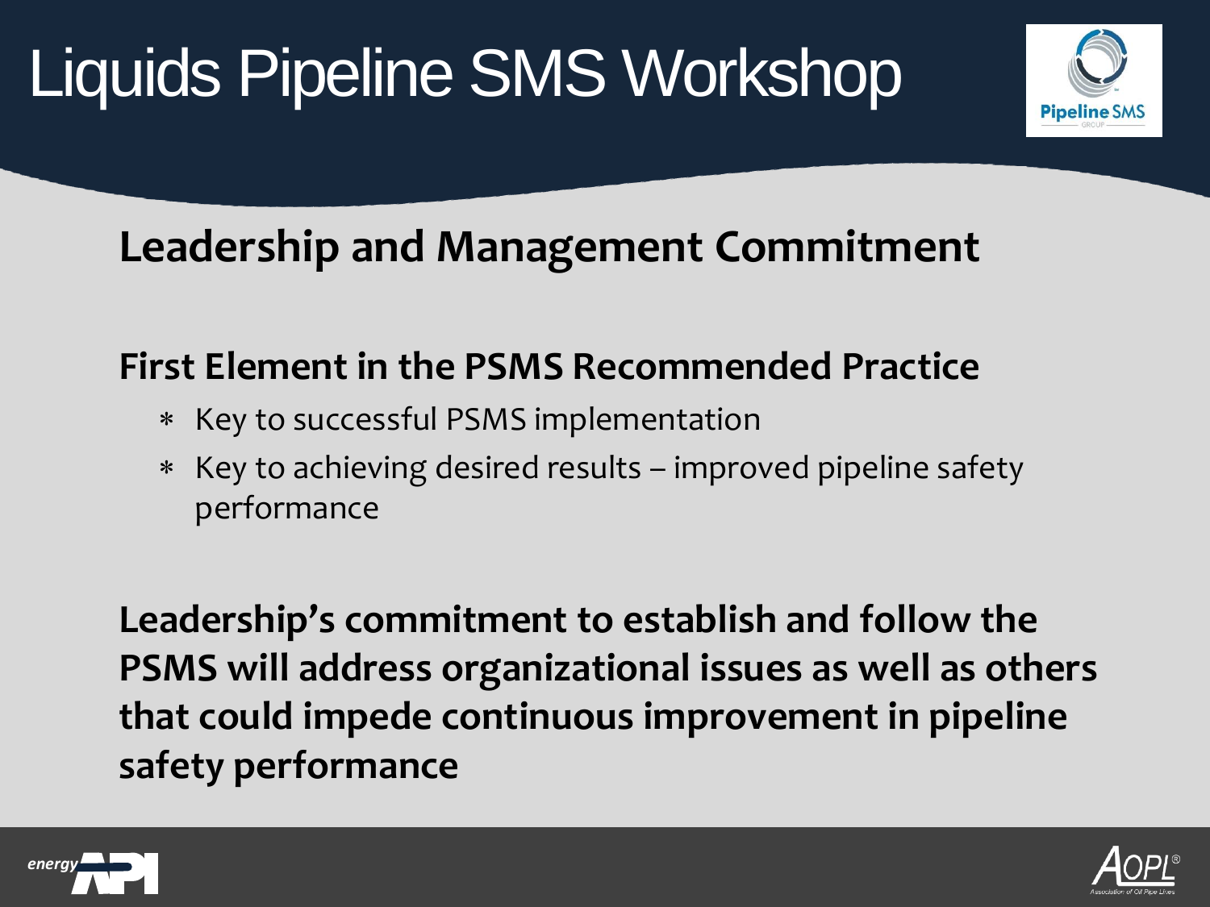# Liquids Pipeline SMS Workshop

## Leadership and Management Commitment

### First Element in the PSMS Recommended Practice

- Key to successful PSMS implementation
- Key to achieving desired results – improved pipeline safety performance

**Leadership's commitment to establish and follow the PSMS will address organizational issues as well as others that could impede continuous improvement in pipeline safety performance**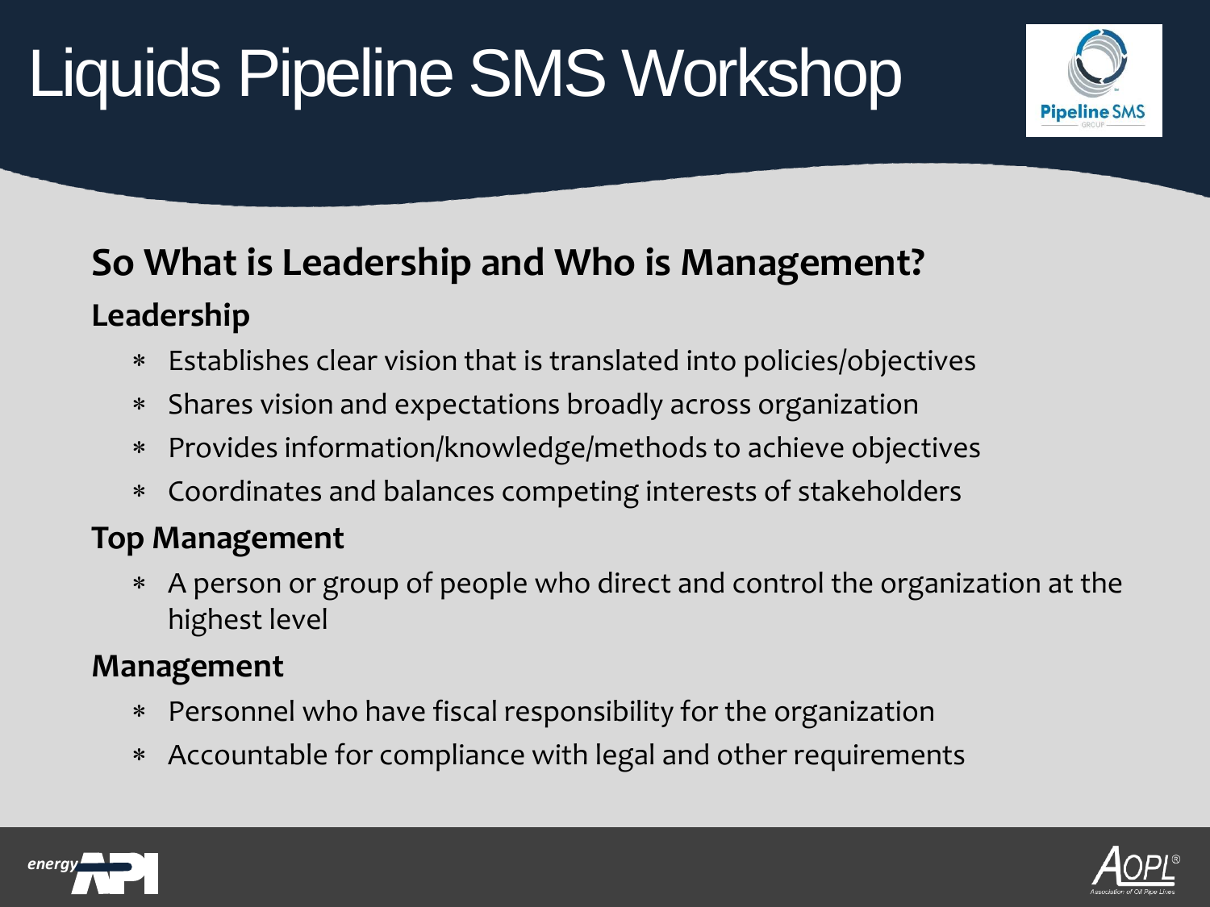# Liquids Pipeline SMS Workshop

## So What is Leadership and Who is Management?

### Leadership

* Establishes clear vision that is translated into policies/objectives
* Shares vision and expectations broadly across organization
* Provides information/knowledge/methods to achieve objectives
* Coordinates and balances competing interests of stakeholders

### Top Management

* A person or group of people who direct and control the organization at the highest level

### Management

* Personnel who have fiscal responsibility for the organization
* Accountable for compliance with legal and other requirements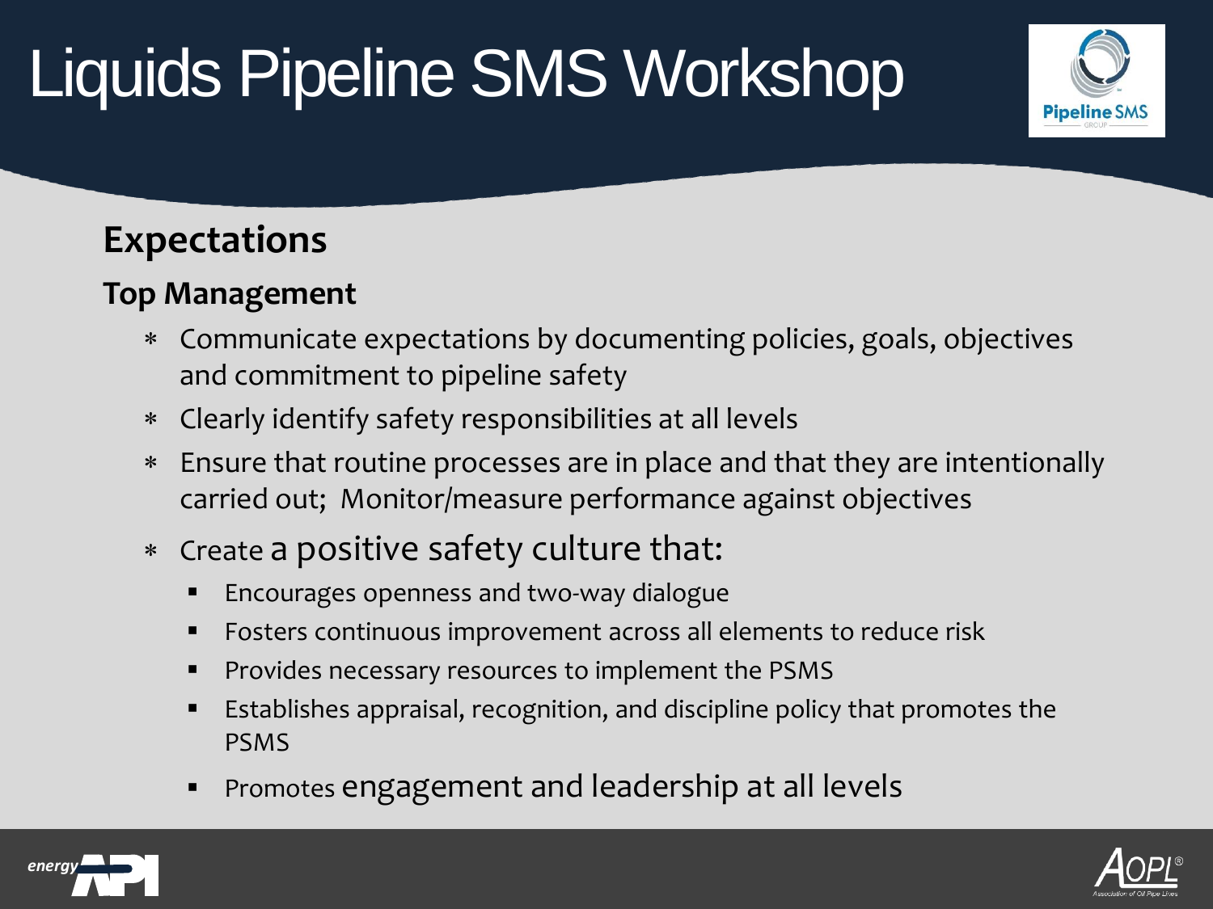# Liquids Pipeline SMS Workshop

## Expectations

### Top Management

* Communicate expectations by documenting policies, goals, objectives and commitment to pipeline safety
* Clearly identify safety responsibilities at all levels
* Ensure that routine processes are in place and that they are intentionally carried out; Monitor/measure performance against objectives
* Create a positive safety culture that:
  - Encourages openness and two-way dialogue
  - Fosters continuous improvement across all elements to reduce risk
  - Provides necessary resources to implement the PSMS
  - Establishes appraisal, recognition, and discipline policy that promotes the PSMS
  - Promotes engagement and leadership at all levels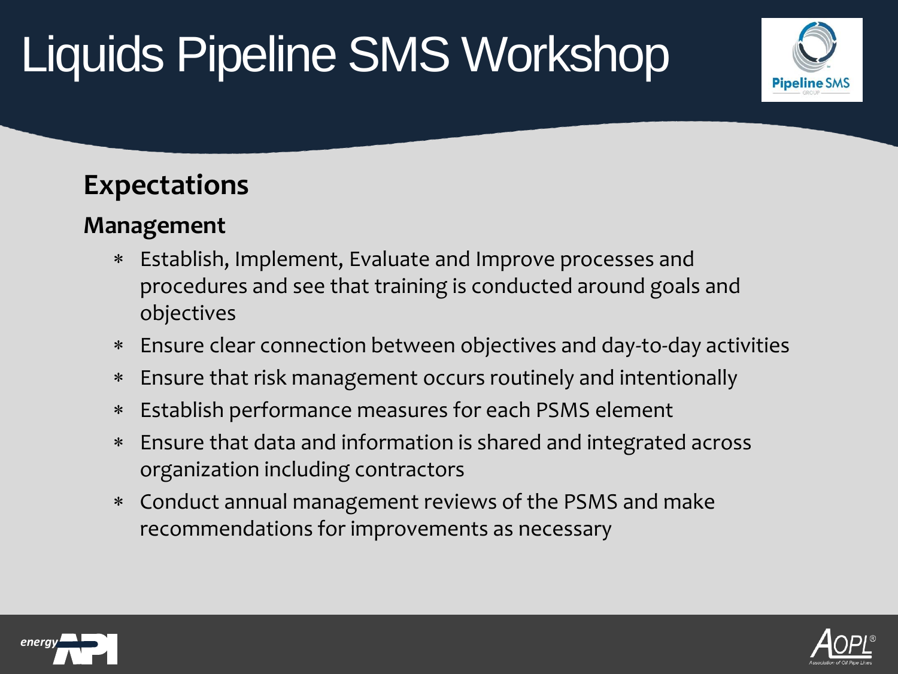# Liquids Pipeline SMS Workshop

## Expectations

### Management

- Establish, Implement, Evaluate and Improve processes and procedures and see that training is conducted around goals and objectives
- Ensure clear connection between objectives and day-to-day activities
- Ensure that risk management occurs routinely and intentionally
- Establish performance measures for each PSMS element
- Ensure that data and information is shared and integrated across organization including contractors
- Conduct annual management reviews of the PSMS and make recommendations for improvements as necessary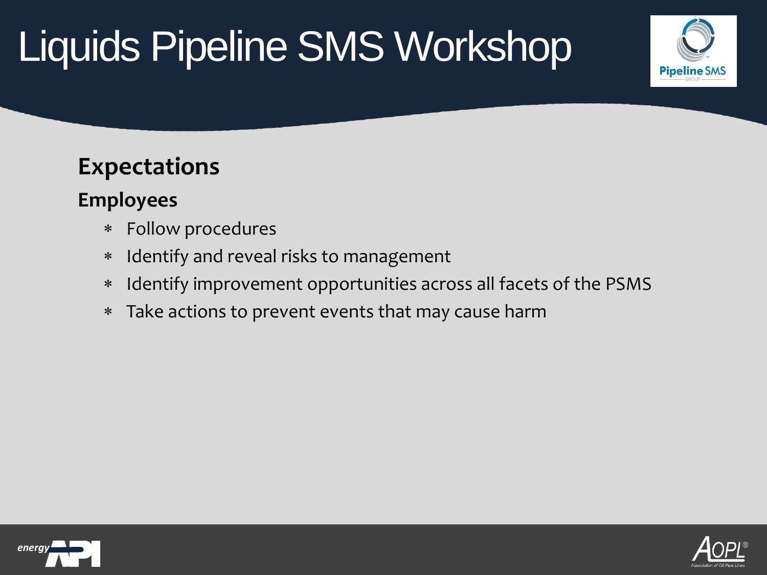# Liquids Pipeline SMS Workshop

## Expectations

### Employees

- Follow procedures
- Identify and reveal risks to management
- Identify improvement opportunities across all facets of the PSMS
- Take actions to prevent events that may cause harm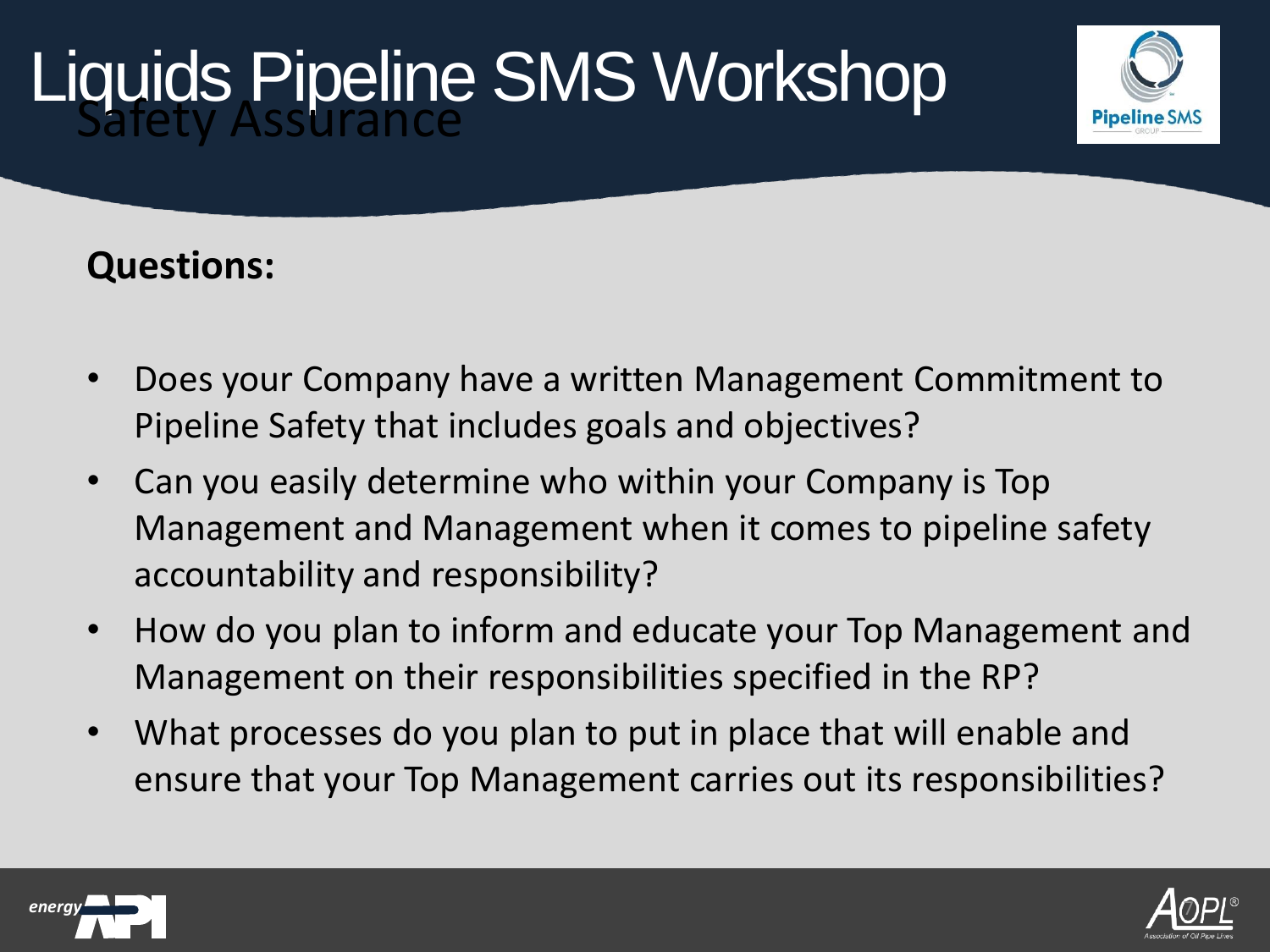# Liquids Pipeline SMS Workshop

## Safety Assurance

**Questions:**

- Does your Company have a written Management Commitment to Pipeline Safety that includes goals and objectives?
- Can you easily determine who within your Company is Top Management and Management when it comes to pipeline safety accountability and responsibility?
- How do you plan to inform and educate your Top Management and Management on their responsibilities specified in the RP?
- What processes do you plan to put in place that will enable and ensure that your Top Management carries out its responsibilities?